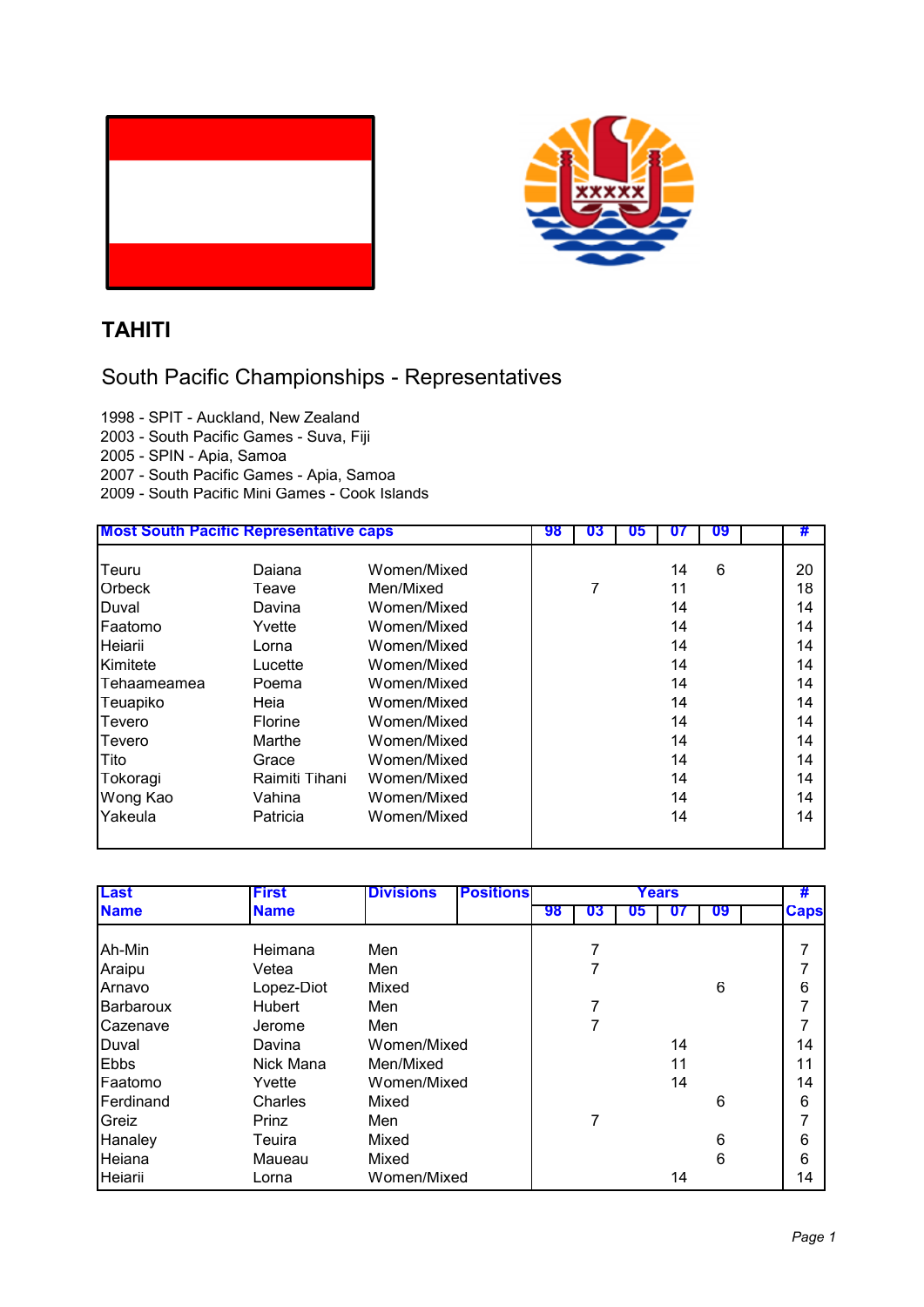# TAHITI

## South Pacific Championships - Representatives

1998 - SPIT - Auckland, New Zealand
2003 - South Pacific Games - Suva, Fiji
2005 - SPIN - Apia, Samoa
2007 - South Pacific Games - Apia, Samoa
2009 - South Pacific Mini Games - Cook Islands

| **Most South Pacific Representative caps** | | | 98 | 03 | 05 | 07 | 09 | | # |
|---|---|---|---|---|---|---|---|---|---|
| Teuru | Daiana | Women/Mixed | | | | 14 | 6 | | 20 |
| Orbeck | Teave | Men/Mixed | | 7 | | 11 | | | 18 |
| Duval | Davina | Women/Mixed | | | | 14 | | | 14 |
| Faatomo | Yvette | Women/Mixed | | | | 14 | | | 14 |
| Heiarii | Lorna | Women/Mixed | | | | 14 | | | 14 |
| Kimitete | Lucette | Women/Mixed | | | | 14 | | | 14 |
| Tehaameamea | Poema | Women/Mixed | | | | 14 | | | 14 |
| Teuapiko | Heia | Women/Mixed | | | | 14 | | | 14 |
| Tevero | Florine | Women/Mixed | | | | 14 | | | 14 |
| Tevero | Marthe | Women/Mixed | | | | 14 | | | 14 |
| Tito | Grace | Women/Mixed | | | | 14 | | | 14 |
| Tokoragi | Raimiti Tihani | Women/Mixed | | | | 14 | | | 14 |
| Wong Kao | Vahina | Women/Mixed | | | | 14 | | | 14 |
| Yakeula | Patricia | Women/Mixed | | | | 14 | | | 14 |

| Last Name | First Name | Divisions | Positions | Years | | | | | | # Caps |
|---|---|---|---|---|---|---|---|---|---|---|
| | | | | 98 | 03 | 05 | 07 | 09 | | |
| Ah-Min | Heimana | Men | | | 7 | | | | | 7 |
| Araipu | Vetea | Men | | | 7 | | | | | 7 |
| Arnavo | Lopez-Diot | Mixed | | | | | | 6 | | 6 |
| Barbaroux | Hubert | Men | | | 7 | | | | | 7 |
| Cazenave | Jerome | Men | | | 7 | | | | | 7 |
| Duval | Davina | Women/Mixed | | | | | 14 | | | 14 |
| Ebbs | Nick Mana | Men/Mixed | | | | | 11 | | | 11 |
| Faatomo | Yvette | Women/Mixed | | | | | 14 | | | 14 |
| Ferdinand | Charles | Mixed | | | | | | 6 | | 6 |
| Greiz | Prinz | Men | | | 7 | | | | | 7 |
| Hanaley | Teuira | Mixed | | | | | | 6 | | 6 |
| Heiana | Maueau | Mixed | | | | | | 6 | | 6 |
| Heiarii | Lorna | Women/Mixed | | | | | 14 | | | 14 |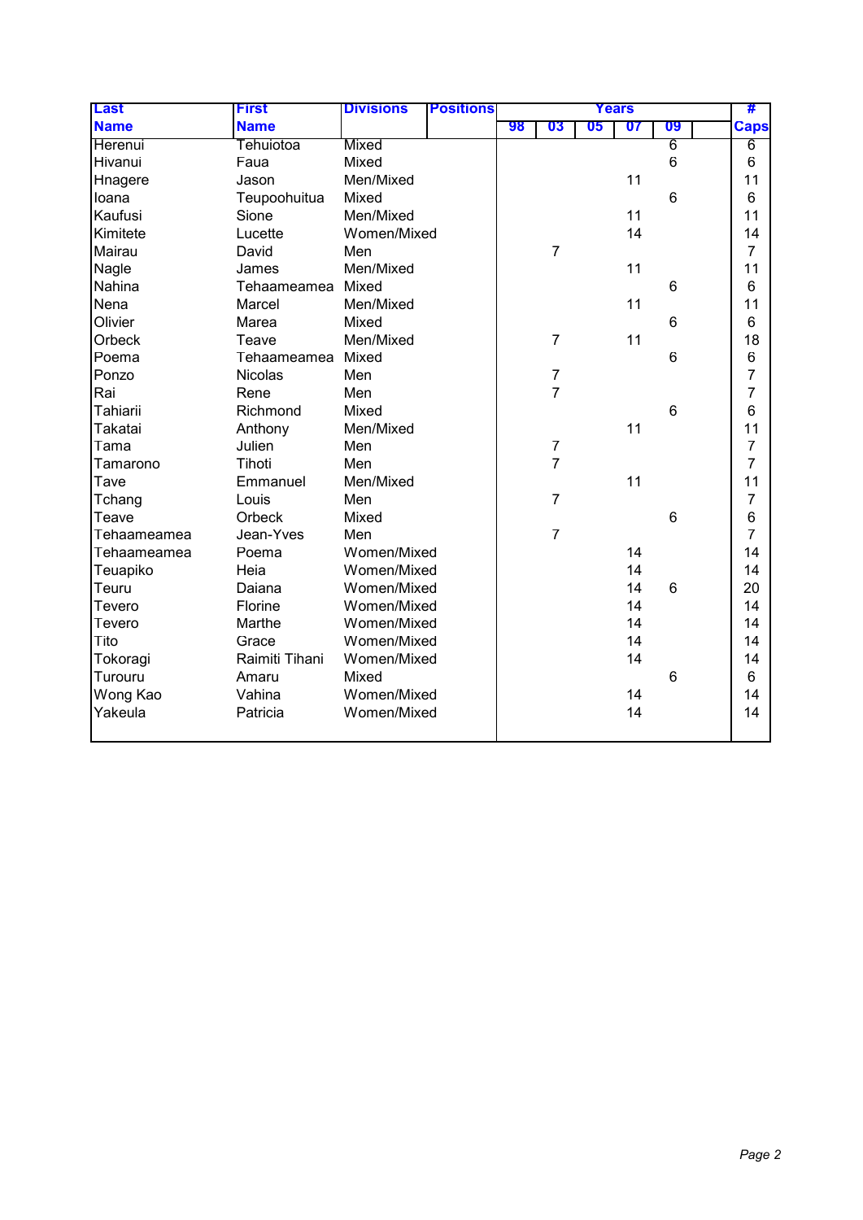| Last Name | First Name | Divisions | Positions | Years 98 | 03 | 05 | 07 | 09 | | # Caps |
|---|---|---|---|---|---|---|---|---|---|---|
| Herenui | Tehuiotoa | Mixed | | | | | | 6 | | 6 |
| Hivanui | Faua | Mixed | | | | | | 6 | | 6 |
| Hnagere | Jason | Men/Mixed | | | | | 11 | | | 11 |
| Ioana | Teupoohuitua | Mixed | | | | | | 6 | | 6 |
| Kaufusi | Sione | Men/Mixed | | | | | 11 | | | 11 |
| Kimitete | Lucette | Women/Mixed | | | | | 14 | | | 14 |
| Mairau | David | Men | | | 7 | | | | | 7 |
| Nagle | James | Men/Mixed | | | | | 11 | | | 11 |
| Nahina | Tehaameamea | Mixed | | | | | | 6 | | 6 |
| Nena | Marcel | Men/Mixed | | | | | 11 | | | 11 |
| Olivier | Marea | Mixed | | | | | | 6 | | 6 |
| Orbeck | Teave | Men/Mixed | | | 7 | | 11 | | | 18 |
| Poema | Tehaameamea | Mixed | | | | | | 6 | | 6 |
| Ponzo | Nicolas | Men | | | 7 | | | | | 7 |
| Rai | Rene | Men | | | 7 | | | | | 7 |
| Tahiarii | Richmond | Mixed | | | | | | 6 | | 6 |
| Takatai | Anthony | Men/Mixed | | | | | 11 | | | 11 |
| Tama | Julien | Men | | | 7 | | | | | 7 |
| Tamarono | Tihoti | Men | | | 7 | | | | | 7 |
| Tave | Emmanuel | Men/Mixed | | | | | 11 | | | 11 |
| Tchang | Louis | Men | | | 7 | | | | | 7 |
| Teave | Orbeck | Mixed | | | | | | 6 | | 6 |
| Tehaameamea | Jean-Yves | Men | | | 7 | | | | | 7 |
| Tehaameamea | Poema | Women/Mixed | | | | | 14 | | | 14 |
| Teuapiko | Heia | Women/Mixed | | | | | 14 | | | 14 |
| Teuru | Daiana | Women/Mixed | | | | | 14 | 6 | | 20 |
| Tevero | Florine | Women/Mixed | | | | | 14 | | | 14 |
| Tevero | Marthe | Women/Mixed | | | | | 14 | | | 14 |
| Tito | Grace | Women/Mixed | | | | | 14 | | | 14 |
| Tokoragi | Raimiti Tihani | Women/Mixed | | | | | 14 | | | 14 |
| Turouru | Amaru | Mixed | | | | | | 6 | | 6 |
| Wong Kao | Vahina | Women/Mixed | | | | | 14 | | | 14 |
| Yakeula | Patricia | Women/Mixed | | | | | 14 | | | 14 |